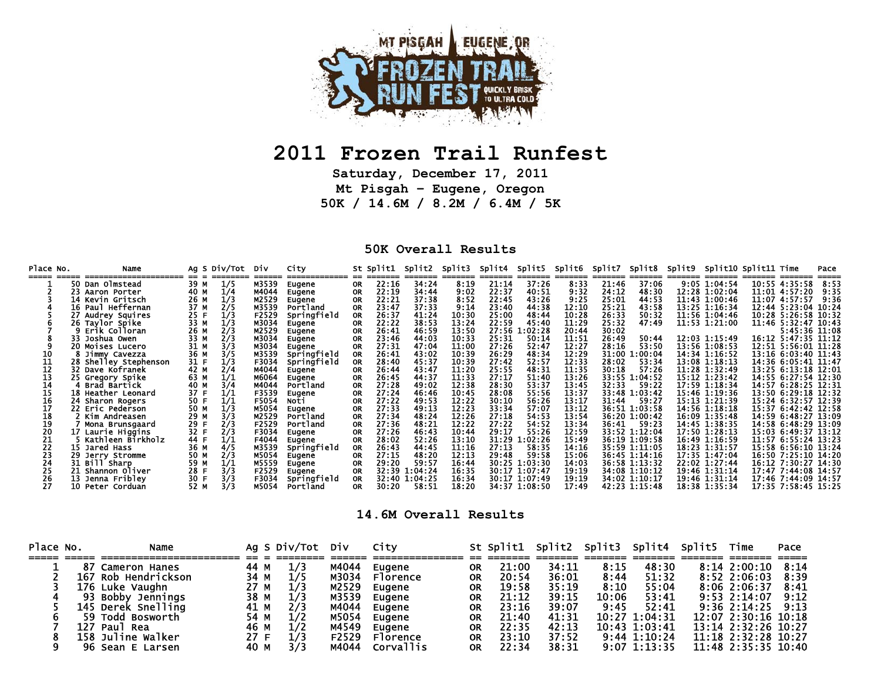# 2011 Frozen Trail Runfest

**Saturday, December 17, 2011**
**Mt Pisgah - Eugene, Oregon**
**50K / 14.6M / 8.2M / 6.4M / 5K**

## 50K Overall Results

| Place | No. | Name | Ag | S | Div/Tot | Div | City | St | Split1 | Split2 | Split3 | Split4 | Split5 | Split6 | Split7 | Split8 | Split9 | Split10 | Split11 | Time | Pace |
|---|---|---|---|---|---|---|---|---|---|---|---|---|---|---|---|---|---|---|---|---|---|
| 1 | 50 | Dan Olmstead | 39 | M | 1/5 | M3539 | Eugene | OR | 22:16 | 34:24 | 8:19 | 21:14 | 37:26 | 8:33 | 21:46 | 37:06 | 9:05 | 1:04:54 | 10:55 | 4:35:58 | 8:53 |
| 2 | 23 | Aaron Porter | 40 | M | 1/4 | M4044 | Eugene | OR | 22:19 | 34:44 | 9:02 | 22:37 | 40:51 | 9:32 | 24:12 | 48:30 | 12:28 | 1:02:04 | 11:01 | 4:57:20 | 9:35 |
| 3 | 14 | Kevin Gritsch | 26 | M | 1/3 | M2529 | Eugene | OR | 22:21 | 37:38 | 8:52 | 22:45 | 44:53 | 9:25 | 25:01 | 44:53 | 11:43 | 1:00:46 | 11:07 | 4:57:57 | 9:36 |
| 4 | 16 | Paul Heffernan | 37 | M | 2/5 | M3539 | Portland | OR | 23:47 | 37:33 | 9:14 | 23:40 | 44:38 | 12:10 | 25:21 | 43:58 | 13:25 | 1:16:34 | 12:44 | 5:23:04 | 10:24 |
| 5 | 27 | Audrey Squires | 25 | F | 1/3 | F2529 | Springfield | OR | 26:37 | 41:24 | 10:30 | 25:00 | 48:44 | 10:28 | 26:33 | 50:32 | 11:56 | 1:04:46 | 10:28 | 5:26:58 | 10:32 |
| 6 | 26 | Taylor Spike | 33 | M | 1/3 | M3034 | Eugene | OR | 22:22 | 38:53 | 13:24 | 22:59 | 45:40 | 11:29 | 25:32 | 47:49 | 11:53 | 1:21:00 | 11:46 | 5:32:47 | 10:43 |
| 7 | 9 | Erik Colloran | 26 | M | 2/3 | M2529 | Eugene | OR | 26:41 | 46:59 | 13:50 | 27:56 | 1:02:28 | 20:44 | 30:02 | | | | | 5:45:36 | 11:08 |
| 8 | 33 | Joshua Owen | 33 | M | 2/3 | M3034 | Eugene | OR | 23:46 | 44:03 | 10:33 | 25:31 | 50:14 | 11:51 | 26:49 | 50:44 | 12:03 | 1:15:49 | 16:12 | 5:47:35 | 11:12 |
| 9 | 20 | Moises Lucero | 31 | M | 3/3 | M3034 | Eugene | OR | 27:31 | 47:04 | 11:00 | 27:26 | 52:47 | 12:27 | 28:16 | 53:50 | 13:56 | 1:08:53 | 12:51 | 5:56:01 | 11:28 |
| 10 | 8 | Jimmy Cavezza | 36 | M | 3/5 | M3539 | Springfield | OR | 26:41 | 43:02 | 10:39 | 26:29 | 48:34 | 12:29 | 31:00 | 1:00:04 | 14:34 | 1:16:52 | 13:16 | 6:03:40 | 11:43 |
| 11 | 28 | Shelley Stephenson | 31 | F | 1/3 | F3034 | Springfield | OR | 28:40 | 45:37 | 10:39 | 27:42 | 52:57 | 12:33 | 28:02 | 53:34 | 13:08 | 1:18:13 | 14:36 | 6:05:41 | 11:47 |
| 12 | 32 | Dave Kofranek | 42 | M | 2/4 | M4044 | Eugene | OR | 26:44 | 43:47 | 11:20 | 25:55 | 48:31 | 11:35 | 30:18 | 57:26 | 11:28 | 1:32:49 | 13:25 | 6:13:18 | 12:01 |
| 13 | 25 | Gregory Spike | 63 | M | 1/1 | M6064 | Eugene | OR | 26:45 | 44:37 | 11:33 | 27:17 | 51:40 | 13:26 | 33:55 | 1:04:52 | 15:12 | 1:23:42 | 14:55 | 6:27:54 | 12:30 |
| 14 | 4 | Brad Bartick | 40 | M | 3/4 | M4044 | Portland | OR | 27:28 | 49:02 | 12:38 | 28:30 | 53:37 | 13:45 | 32:33 | 59:22 | 17:59 | 1:18:34 | 14:57 | 6:28:25 | 12:31 |
| 15 | 18 | Heather Leonard | 37 | F | 1/1 | F3539 | Eugene | OR | 27:24 | 46:46 | 10:45 | 28:08 | 55:56 | 13:37 | 33:48 | 1:03:42 | 15:46 | 1:19:36 | 13:50 | 6:29:18 | 12:32 |
| 16 | 24 | Sharon Rogers | 50 | F | 1/1 | F5054 | Noti | OR | 27:22 | 49:53 | 12:22 | 30:10 | 56:26 | 13:17 | 31:44 | 59:27 | 15:13 | 1:21:39 | 15:24 | 6:32:57 | 12:39 |
| 17 | 22 | Eric Pederson | 50 | M | 1/3 | M5054 | Eugene | OR | 27:33 | 49:13 | 12:23 | 33:34 | 57:07 | 13:12 | 36:51 | 1:03:58 | 14:56 | 1:18:18 | 15:37 | 6:42:42 | 12:58 |
| 18 | 2 | Kim Andreasen | 29 | M | 3/3 | M2529 | Portland | OR | 27:34 | 48:24 | 12:26 | 27:18 | 54:53 | 13:54 | 36:20 | 1:00:42 | 16:09 | 1:35:48 | 14:59 | 6:48:27 | 13:09 |
| 19 | 7 | Mona Brunsgaard | 29 | F | 2/3 | F2529 | Portland | OR | 27:36 | 48:21 | 12:22 | 27:22 | 54:52 | 13:34 | 36:41 | 59:23 | 14:45 | 1:38:35 | 14:58 | 6:48:29 | 13:09 |
| 20 | 17 | Laurie Higgins | 32 | F | 2/3 | F3034 | Eugene | OR | 27:26 | 46:43 | 10:44 | 29:17 | 55:26 | 12:59 | 33:52 | 1:12:04 | 17:50 | 1:28:13 | 15:03 | 6:49:37 | 13:12 |
| 21 | 5 | Kathleen Birkholz | 44 | F | 1/1 | F4044 | Eugene | OR | 28:02 | 52:26 | 13:10 | 31:29 | 1:02:26 | 15:49 | 36:19 | 1:09:58 | 16:49 | 1:16:59 | 11:57 | 6:55:24 | 13:23 |
| 22 | 15 | Jared Hass | 36 | M | 4/5 | M3539 | Springfield | OR | 26:43 | 44:45 | 11:16 | 27:13 | 58:35 | 14:16 | 35:59 | 1:11:05 | 18:23 | 1:31:57 | 15:58 | 6:56:10 | 13:24 |
| 23 | 29 | Jerry Stromme | 50 | M | 2/3 | M5054 | Eugene | OR | 27:15 | 48:20 | 12:13 | 29:48 | 59:58 | 15:06 | 36:45 | 1:14:16 | 17:35 | 1:47:04 | 16:50 | 7:25:10 | 14:20 |
| 24 | 31 | Bill Sharp | 59 | M | 1/1 | M5559 | Eugene | OR | 29:20 | 59:57 | 16:44 | 30:25 | 1:03:30 | 14:03 | 36:58 | 1:13:32 | 22:02 | 1:27:44 | 16:12 | 7:30:27 | 14:30 |
| 25 | 21 | Shannon Oliver | 28 | F | 3/3 | F2529 | Eugene | OR | 32:39 | 1:04:24 | 16:35 | 30:17 | 1:07:47 | 19:19 | 34:08 | 1:10:12 | 19:46 | 1:31:14 | 17:47 | 7:44:08 | 14:57 |
| 26 | 13 | Jenna Fribley | 30 | F | 3/3 | F3034 | Springfield | OR | 32:40 | 1:04:25 | 16:34 | 30:17 | 1:07:49 | 19:19 | 34:02 | 1:10:17 | 19:46 | 1:31:14 | 17:46 | 7:44:09 | 14:57 |
| 27 | 10 | Peter Corduan | 52 | M | 3/3 | M5054 | Portland | OR | 30:20 | 58:51 | 18:20 | 34:37 | 1:08:50 | 17:49 | 42:23 | 1:15:48 | 18:38 | 1:35:34 | 17:35 | 7:58:45 | 15:25 |

## 14.6M Overall Results

| Place | No. | Name | Ag | S | Div/Tot | Div | City | St | Split1 | Split2 | Split3 | Split4 | Split5 | Time | Pace |
|---|---|---|---|---|---|---|---|---|---|---|---|---|---|---|---|
| 1 | 87 | Cameron Hanes | 44 | M | 1/3 | M4044 | Eugene | OR | 21:00 | 34:11 | 8:15 | 48:30 | 8:14 | 2:00:10 | 8:14 |
| 2 | 167 | Rob Hendrickson | 34 | M | 1/5 | M3034 | Florence | OR | 20:54 | 36:01 | 8:44 | 51:32 | 8:52 | 2:06:03 | 8:39 |
| 3 | 176 | Luke Vaughn | 27 | M | 1/3 | M2529 | Eugene | OR | 19:58 | 35:19 | 8:10 | 55:04 | 8:06 | 2:06:37 | 8:41 |
| 4 | 93 | Bobby Jennings | 38 | M | 1/3 | M3539 | Eugene | OR | 21:12 | 39:15 | 10:06 | 53:41 | 9:53 | 2:14:07 | 9:12 |
| 5 | 145 | Derek Snelling | 41 | M | 2/3 | M4044 | Eugene | OR | 23:16 | 39:07 | 9:45 | 52:41 | 9:36 | 2:14:25 | 9:13 |
| 6 | 59 | Todd Bosworth | 54 | M | 1/2 | M5054 | Eugene | OR | 21:40 | 41:31 | 10:27 | 1:04:31 | 12:07 | 2:30:16 | 10:18 |
| 7 | 127 | Paul Rea | 46 | M | 1/2 | M4549 | Eugene | OR | 22:35 | 42:13 | 10:43 | 1:03:41 | 13:14 | 2:32:26 | 10:27 |
| 8 | 158 | Juline Walker | 27 | F | 1/3 | F2529 | Florence | OR | 23:10 | 37:52 | 9:44 | 1:10:24 | 11:18 | 2:32:28 | 10:27 |
| 9 | 96 | Sean E Larsen | 40 | M | 3/3 | M4044 | Corvallis | OR | 22:34 | 38:31 | 9:07 | 1:13:35 | 11:48 | 2:35:35 | 10:40 |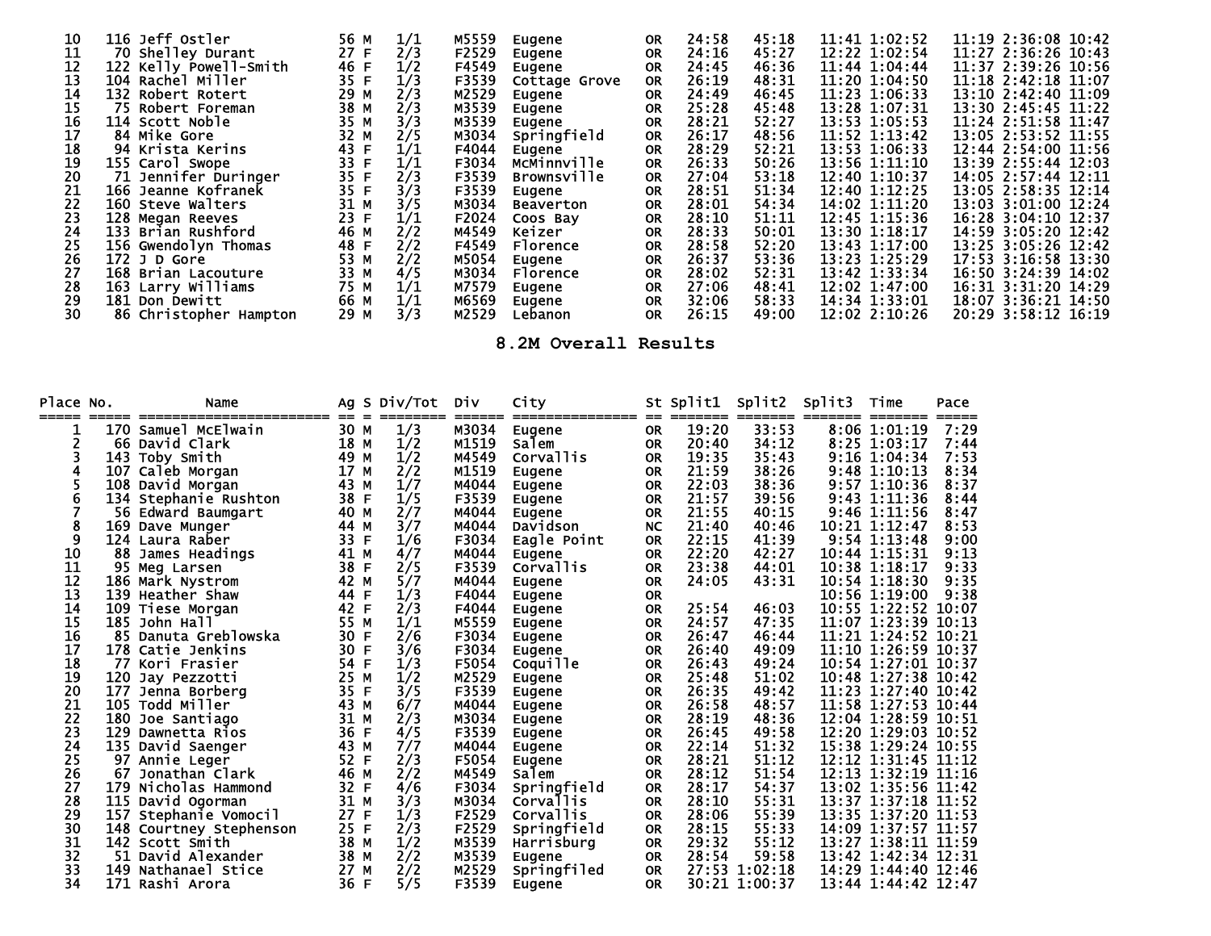| Place | No. | Name | Ag | S | Div/Tot | Div | City | St | Split1 | Split2 | Split3 | Time | Split4 | Time | Pace |
|---|---|---|---|---|---|---|---|---|---|---|---|---|---|---|---|
| 10 | 116 | Jeff Ostler | 56 | M | 1/1 | M5559 | Eugene | OR | 24:58 | 45:18 | 11:41 | 1:02:52 | 11:19 | 2:36:08 | 10:42 |
| 11 | 70 | Shelley Durant | 27 | F | 2/3 | F2529 | Eugene | OR | 24:16 | 45:27 | 12:22 | 1:02:54 | 11:27 | 2:36:26 | 10:43 |
| 12 | 122 | Kelly Powell-Smith | 46 | F | 1/2 | F4549 | Eugene | OR | 24:45 | 46:36 | 11:44 | 1:04:44 | 11:37 | 2:39:26 | 10:56 |
| 13 | 104 | Rachel Miller | 35 | F | 1/3 | F3539 | Cottage Grove | OR | 26:19 | 48:31 | 11:20 | 1:04:50 | 11:18 | 2:42:18 | 11:07 |
| 14 | 132 | Robert Rotert | 29 | M | 2/3 | M2529 | Eugene | OR | 24:49 | 46:45 | 11:23 | 1:06:33 | 13:10 | 2:42:40 | 11:09 |
| 15 | 75 | Robert Foreman | 38 | M | 2/3 | M3539 | Eugene | OR | 25:28 | 45:48 | 13:28 | 1:07:31 | 13:30 | 2:45:45 | 11:22 |
| 16 | 114 | Scott Noble | 35 | M | 3/3 | M3539 | Eugene | OR | 28:21 | 52:27 | 13:53 | 1:05:53 | 11:24 | 2:51:58 | 11:47 |
| 17 | 84 | Mike Gore | 32 | M | 2/5 | M3034 | Springfield | OR | 26:17 | 48:56 | 11:52 | 1:13:42 | 13:05 | 2:53:52 | 11:55 |
| 18 | 94 | Krista Kerins | 43 | F | 1/1 | F4044 | Eugene | OR | 28:29 | 52:21 | 13:53 | 1:06:33 | 12:44 | 2:54:00 | 11:56 |
| 19 | 155 | Carol Swope | 33 | F | 1/1 | F3034 | McMinnville | OR | 26:33 | 50:26 | 13:56 | 1:11:10 | 13:39 | 2:55:44 | 12:03 |
| 20 | 71 | Jennifer Duringer | 35 | F | 2/3 | F3539 | Brownsville | OR | 27:04 | 53:18 | 12:40 | 1:10:37 | 14:05 | 2:57:44 | 12:11 |
| 21 | 166 | Jeanne Kofranek | 35 | F | 3/3 | F3539 | Eugene | OR | 28:51 | 51:34 | 12:40 | 1:12:25 | 13:05 | 2:58:35 | 12:14 |
| 22 | 160 | Steve Walters | 31 | M | 3/5 | M3034 | Beaverton | OR | 28:01 | 54:34 | 14:02 | 1:11:20 | 13:03 | 3:01:00 | 12:24 |
| 23 | 128 | Megan Reeves | 23 | F | 1/1 | F2024 | Coos Bay | OR | 28:10 | 51:11 | 12:45 | 1:15:36 | 16:28 | 3:04:10 | 12:37 |
| 24 | 133 | Brian Rushford | 46 | M | 2/2 | M4549 | Keizer | OR | 28:33 | 50:01 | 13:30 | 1:18:17 | 14:59 | 3:05:20 | 12:42 |
| 25 | 156 | Gwendolyn Thomas | 48 | F | 2/2 | F4549 | Florence | OR | 28:58 | 52:20 | 13:43 | 1:17:00 | 13:25 | 3:05:26 | 12:42 |
| 26 | 172 | J D Gore | 53 | M | 2/2 | M5054 | Eugene | OR | 26:37 | 53:36 | 13:23 | 1:25:29 | 17:53 | 3:16:58 | 13:30 |
| 27 | 168 | Brian Lacouture | 33 | M | 4/5 | M3034 | Florence | OR | 28:02 | 52:31 | 13:42 | 1:33:34 | 16:50 | 3:24:39 | 14:02 |
| 28 | 163 | Larry Williams | 75 | M | 1/1 | M7579 | Eugene | OR | 27:06 | 48:41 | 12:02 | 1:47:00 | 16:31 | 3:31:20 | 14:29 |
| 29 | 181 | Don Dewitt | 66 | M | 1/1 | M6569 | Eugene | OR | 32:06 | 58:33 | 14:34 | 1:33:01 | 18:07 | 3:36:21 | 14:50 |
| 30 | 86 | Christopher Hampton | 29 | M | 3/3 | M2529 | Lebanon | OR | 26:15 | 49:00 | 12:02 | 2:10:26 | 20:29 | 3:58:12 | 16:19 |

## 8.2M Overall Results

| Place | No. | Name | Ag | S | Div/Tot | Div | City | St | Split1 | Split2 | Split3 | Time | Pace |
|---|---|---|---|---|---|---|---|---|---|---|---|---|---|
| 1 | 170 | Samuel McElwain | 30 | M | 1/3 | M3034 | Eugene | OR | 19:20 | 33:53 | 8:06 | 1:01:19 | 7:29 |
| 2 | 66 | David Clark | 18 | M | 1/2 | M1519 | Salem | OR | 20:40 | 34:12 | 8:25 | 1:03:17 | 7:44 |
| 3 | 143 | Toby Smith | 49 | M | 1/2 | M4549 | Corvallis | OR | 19:35 | 35:43 | 9:16 | 1:04:34 | 7:53 |
| 4 | 107 | Caleb Morgan | 17 | M | 2/2 | M1519 | Eugene | OR | 21:59 | 38:26 | 9:48 | 1:10:13 | 8:34 |
| 5 | 108 | David Morgan | 43 | M | 1/7 | M4044 | Eugene | OR | 22:03 | 38:36 | 9:57 | 1:10:36 | 8:37 |
| 6 | 134 | Stephanie Rushton | 38 | F | 1/5 | F3539 | Eugene | OR | 21:57 | 39:56 | 9:43 | 1:11:36 | 8:44 |
| 7 | 56 | Edward Baumgart | 40 | M | 2/7 | M4044 | Eugene | OR | 21:55 | 40:15 | 9:46 | 1:11:56 | 8:47 |
| 8 | 169 | Dave Munger | 44 | M | 3/7 | M4044 | Davidson | NC | 21:40 | 40:46 | 10:21 | 1:12:47 | 8:53 |
| 9 | 124 | Laura Raber | 33 | F | 1/6 | F3034 | Eagle Point | OR | 22:15 | 41:39 | 9:54 | 1:13:48 | 9:00 |
| 10 | 88 | James Headings | 41 | M | 4/7 | M4044 | Eugene | OR | 22:20 | 42:27 | 10:44 | 1:15:31 | 9:13 |
| 11 | 95 | Meg Larsen | 38 | F | 2/5 | F3539 | Corvallis | OR | 23:38 | 44:01 | 10:38 | 1:18:17 | 9:33 |
| 12 | 186 | Mark Nystrom | 42 | M | 5/7 | M4044 | Eugene | OR | 24:05 | 43:31 | 10:54 | 1:18:30 | 9:35 |
| 13 | 139 | Heather Shaw | 44 | F | 1/3 | F4044 | Eugene | OR | | | 10:56 | 1:19:00 | 9:38 |
| 14 | 109 | Tiese Morgan | 42 | F | 2/3 | F4044 | Eugene | OR | 25:54 | 46:03 | 10:55 | 1:22:52 | 10:07 |
| 15 | 185 | John Hall | 55 | M | 1/1 | M5559 | Eugene | OR | 24:57 | 47:35 | 11:07 | 1:23:39 | 10:13 |
| 16 | 85 | Danuta Greblowska | 30 | F | 2/6 | F3034 | Eugene | OR | 26:47 | 46:44 | 11:21 | 1:24:52 | 10:21 |
| 17 | 178 | Catie Jenkins | 30 | F | 3/6 | F3034 | Eugene | OR | 26:40 | 49:09 | 11:10 | 1:26:59 | 10:37 |
| 18 | 77 | Kori Frasier | 54 | F | 1/3 | F5054 | Coquille | OR | 26:43 | 49:24 | 10:54 | 1:27:01 | 10:37 |
| 19 | 120 | Jay Pezzotti | 25 | M | 1/2 | M2529 | Eugene | OR | 25:48 | 51:02 | 10:48 | 1:27:38 | 10:42 |
| 20 | 177 | Jenna Borberg | 35 | F | 3/5 | F3539 | Eugene | OR | 26:35 | 49:42 | 11:23 | 1:27:40 | 10:42 |
| 21 | 105 | Todd Miller | 43 | M | 6/7 | M4044 | Eugene | OR | 26:58 | 48:57 | 11:58 | 1:27:53 | 10:44 |
| 22 | 180 | Joe Santiago | 31 | M | 2/3 | M3034 | Eugene | OR | 28:19 | 48:36 | 12:04 | 1:28:59 | 10:51 |
| 23 | 129 | Dawnetta Rios | 36 | F | 4/5 | F3539 | Eugene | OR | 26:45 | 49:58 | 12:20 | 1:29:03 | 10:52 |
| 24 | 135 | David Saenger | 43 | M | 7/7 | M4044 | Eugene | OR | 22:14 | 51:32 | 15:38 | 1:29:24 | 10:55 |
| 25 | 97 | Annie Leger | 52 | F | 2/3 | F5054 | Eugene | OR | 28:21 | 51:12 | 12:12 | 1:31:45 | 11:12 |
| 26 | 67 | Jonathan Clark | 46 | M | 2/2 | M4549 | Salem | OR | 28:12 | 51:54 | 12:13 | 1:32:19 | 11:16 |
| 27 | 179 | Nicholas Hammond | 32 | F | 4/6 | F3034 | Springfield | OR | 28:17 | 54:37 | 13:02 | 1:35:56 | 11:42 |
| 28 | 115 | David Ogorman | 31 | M | 3/3 | M3034 | Corvallis | OR | 28:10 | 55:31 | 13:37 | 1:37:18 | 11:52 |
| 29 | 157 | Stephanie Vomocil | 27 | F | 1/3 | F2529 | Corvallis | OR | 28:06 | 55:39 | 13:35 | 1:37:20 | 11:53 |
| 30 | 148 | Courtney Stephenson | 25 | F | 2/3 | F2529 | Springfield | OR | 28:15 | 55:33 | 14:09 | 1:37:57 | 11:57 |
| 31 | 142 | Scott Smith | 38 | M | 1/2 | M3539 | Harrisburg | OR | 29:32 | 55:12 | 13:27 | 1:38:11 | 11:59 |
| 32 | 51 | David Alexander | 38 | M | 2/2 | M3539 | Eugene | OR | 28:54 | 59:58 | 13:42 | 1:42:34 | 12:31 |
| 33 | 149 | Nathanael Stice | 27 | M | 2/2 | M2529 | Springfiled | OR | 27:53 | 1:02:18 | 14:29 | 1:44:40 | 12:46 |
| 34 | 171 | Rashi Arora | 36 | F | 5/5 | F3539 | Eugene | OR | 30:21 | 1:00:37 | 13:44 | 1:44:42 | 12:47 |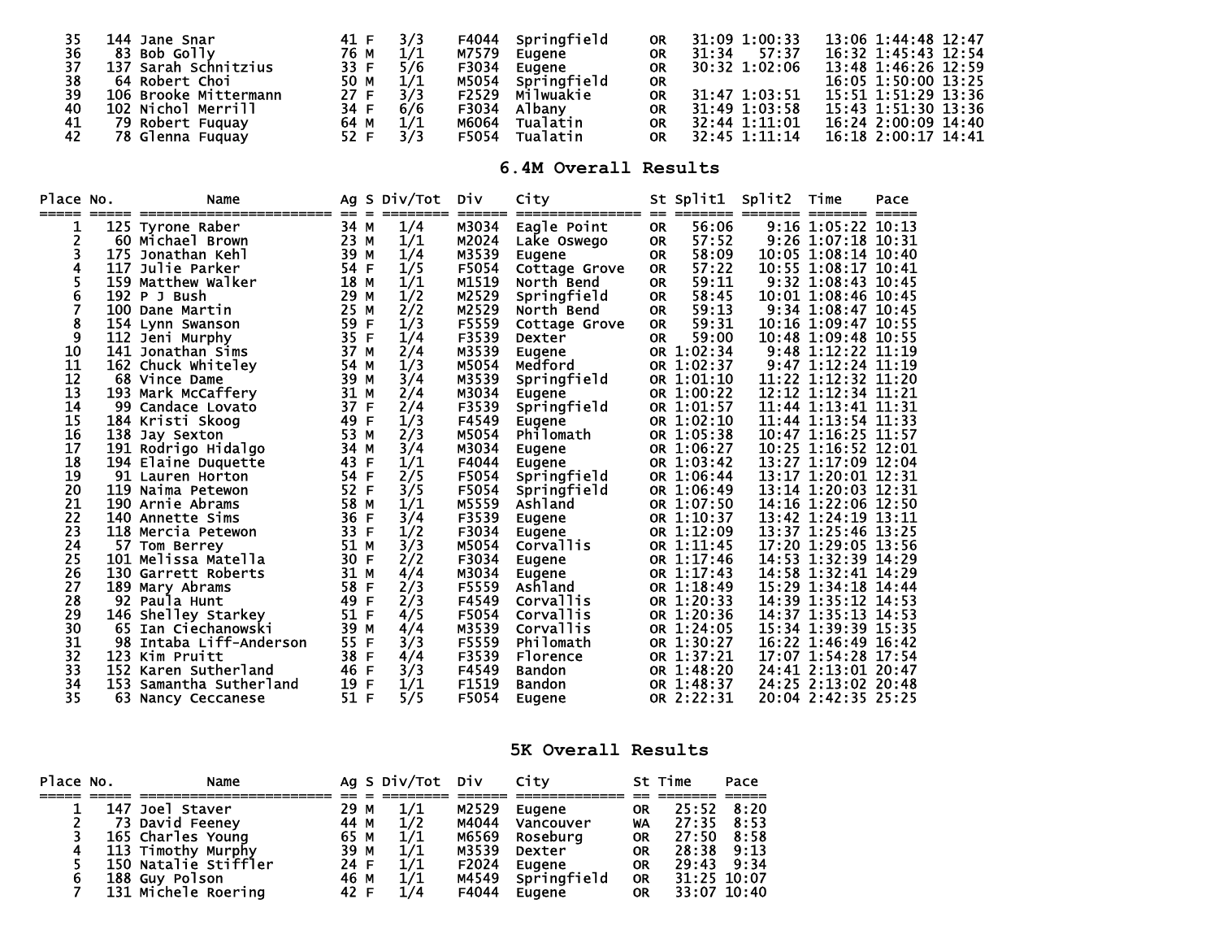| Place | No. | Name | Ag | S | Div/Tot | Div | City | St | Split1 | Split2 | Time | Pace |
|---|---|---|---|---|---|---|---|---|---|---|---|---|
| 35 | 144 | Jane Snar | 41 | F | 3/3 | F4044 | Springfield | OR | 31:09 1:00:33 | 13:06 | 1:44:48 | 12:47 |
| 36 | 83 | Bob Golly | 76 | M | 1/1 | M7579 | Eugene | OR | 31:34 57:37 | 16:32 | 1:45:43 | 12:54 |
| 37 | 137 | Sarah Schnitzius | 33 | F | 5/6 | F3034 | Eugene | OR | 30:32 1:02:06 | 13:48 | 1:46:26 | 12:59 |
| 38 | 64 | Robert Choi | 50 | M | 1/1 | M5054 | Springfield | OR | | 16:05 | 1:50:00 | 13:25 |
| 39 | 106 | Brooke Mittermann | 27 | F | 3/3 | F2529 | Milwuakie | OR | 31:47 1:03:51 | 15:51 | 1:51:29 | 13:36 |
| 40 | 102 | Nichol Merrill | 34 | F | 6/6 | F3034 | Albany | OR | 31:49 1:03:58 | 15:43 | 1:51:30 | 13:36 |
| 41 | 79 | Robert Fuquay | 64 | M | 1/1 | M6064 | Tualatin | OR | 32:44 1:11:01 | 16:24 | 2:00:09 | 14:40 |
| 42 | 78 | Glenna Fuquay | 52 | F | 3/3 | F5054 | Tualatin | OR | 32:45 1:11:14 | 16:18 | 2:00:17 | 14:41 |

## 6.4M Overall Results

| Place | No. | Name | Ag | S | Div/Tot | Div | City | St | Split1 | Split2 | Time | Pace |
|---|---|---|---|---|---|---|---|---|---|---|---|---|
| 1 | 125 | Tyrone Raber | 34 | M | 1/4 | M3034 | Eagle Point | OR | 56:06 | 9:16 | 1:05:22 | 10:13 |
| 2 | 60 | Michael Brown | 23 | M | 1/1 | M2024 | Lake Oswego | OR | 57:52 | 9:26 | 1:07:18 | 10:31 |
| 3 | 175 | Jonathan Kehl | 39 | M | 1/4 | M3539 | Eugene | OR | 58:09 | 10:05 | 1:08:14 | 10:40 |
| 4 | 117 | Julie Parker | 54 | F | 1/5 | F5054 | Cottage Grove | OR | 57:22 | 10:55 | 1:08:17 | 10:41 |
| 5 | 159 | Matthew Walker | 18 | M | 1/1 | M1519 | North Bend | OR | 59:11 | 9:32 | 1:08:43 | 10:45 |
| 6 | 192 | P J Bush | 29 | M | 1/2 | M2529 | Springfield | OR | 58:45 | 10:01 | 1:08:46 | 10:45 |
| 7 | 100 | Dane Martin | 25 | M | 2/2 | M2529 | North Bend | OR | 59:13 | 9:34 | 1:08:47 | 10:45 |
| 8 | 154 | Lynn Swanson | 59 | F | 1/3 | F5559 | Cottage Grove | OR | 59:31 | 10:16 | 1:09:47 | 10:55 |
| 9 | 112 | Jeni Murphy | 35 | F | 1/4 | F3539 | Dexter | OR | 59:00 | 10:48 | 1:09:48 | 10:55 |
| 10 | 141 | Jonathan Sims | 37 | M | 2/4 | M3539 | Eugene | OR | 1:02:34 | 9:48 | 1:12:22 | 11:19 |
| 11 | 162 | Chuck Whiteley | 54 | M | 1/3 | M5054 | Medford | OR | 1:02:37 | 9:47 | 1:12:24 | 11:19 |
| 12 | 68 | Vince Dame | 39 | M | 3/4 | M3539 | Springfield | OR | 1:01:10 | 11:22 | 1:12:32 | 11:20 |
| 13 | 193 | Mark McCaffery | 31 | M | 2/4 | M3034 | Eugene | OR | 1:00:22 | 12:12 | 1:12:34 | 11:21 |
| 14 | 99 | Candace Lovato | 37 | F | 2/4 | F3539 | Springfield | OR | 1:01:57 | 11:44 | 1:13:41 | 11:31 |
| 15 | 184 | Kristi Skoog | 49 | F | 1/3 | F4549 | Eugene | OR | 1:02:10 | 11:44 | 1:13:54 | 11:33 |
| 16 | 138 | Jay Sexton | 53 | M | 2/3 | M5054 | Philomath | OR | 1:05:38 | 10:47 | 1:16:25 | 11:57 |
| 17 | 191 | Rodrigo Hidalgo | 34 | M | 3/4 | M3034 | Eugene | OR | 1:06:27 | 10:25 | 1:16:52 | 12:01 |
| 18 | 194 | Elaine Duquette | 43 | F | 1/1 | F4044 | Eugene | OR | 1:03:42 | 13:27 | 1:17:09 | 12:04 |
| 19 | 91 | Lauren Horton | 54 | F | 2/5 | F5054 | Springfield | OR | 1:06:44 | 13:17 | 1:20:01 | 12:31 |
| 20 | 119 | Naima Petewon | 52 | F | 3/5 | F5054 | Springfield | OR | 1:06:49 | 13:14 | 1:20:03 | 12:31 |
| 21 | 190 | Arnie Abrams | 58 | M | 1/1 | M5559 | Ashland | OR | 1:07:50 | 14:16 | 1:22:06 | 12:50 |
| 22 | 140 | Annette Sims | 36 | F | 3/4 | F3539 | Eugene | OR | 1:10:37 | 13:42 | 1:24:19 | 13:11 |
| 23 | 118 | Mercia Petewon | 33 | F | 1/2 | F3034 | Eugene | OR | 1:12:09 | 13:37 | 1:25:46 | 13:25 |
| 24 | 57 | Tom Berrey | 51 | M | 3/3 | M5054 | Corvallis | OR | 1:11:45 | 17:20 | 1:29:05 | 13:56 |
| 25 | 101 | Melissa Matella | 30 | F | 2/2 | F3034 | Eugene | OR | 1:17:46 | 14:53 | 1:32:39 | 14:29 |
| 26 | 130 | Garrett Roberts | 31 | M | 4/4 | M3034 | Eugene | OR | 1:17:43 | 14:58 | 1:32:41 | 14:29 |
| 27 | 189 | Mary Abrams | 58 | F | 2/3 | F5559 | Ashland | OR | 1:18:49 | 15:29 | 1:34:18 | 14:44 |
| 28 | 92 | Paula Hunt | 49 | F | 2/3 | F4549 | Corvallis | OR | 1:20:33 | 14:39 | 1:35:12 | 14:53 |
| 29 | 146 | Shelley Starkey | 51 | F | 4/5 | F5054 | Corvallis | OR | 1:20:36 | 14:37 | 1:35:13 | 14:53 |
| 30 | 65 | Ian Ciechanowski | 39 | M | 4/4 | M3539 | Corvallis | OR | 1:24:05 | 15:34 | 1:39:39 | 15:35 |
| 31 | 98 | Intaba Liff-Anderson | 55 | F | 3/3 | F5559 | Philomath | OR | 1:30:27 | 16:22 | 1:46:49 | 16:42 |
| 32 | 123 | Kim Pruitt | 38 | F | 4/4 | F3539 | Florence | OR | 1:37:21 | 17:07 | 1:54:28 | 17:54 |
| 33 | 152 | Karen Sutherland | 46 | F | 3/3 | F4549 | Bandon | OR | 1:48:20 | 24:41 | 2:13:01 | 20:47 |
| 34 | 153 | Samantha Sutherland | 19 | F | 1/1 | F1519 | Bandon | OR | 1:48:37 | 24:25 | 2:13:02 | 20:48 |
| 35 | 63 | Nancy Ceccanese | 51 | F | 5/5 | F5054 | Eugene | OR | 2:22:31 | 20:04 | 2:42:35 | 25:25 |

## 5K Overall Results

| Place | No. | Name | Ag | S | Div/Tot | Div | City | St | Time | Pace |
|---|---|---|---|---|---|---|---|---|---|---|
| 1 | 147 | Joel Staver | 29 | M | 1/1 | M2529 | Eugene | OR | 25:52 | 8:20 |
| 2 | 73 | David Feeney | 44 | M | 1/2 | M4044 | Vancouver | WA | 27:35 | 8:53 |
| 3 | 165 | Charles Young | 65 | M | 1/1 | M6569 | Roseburg | OR | 27:50 | 8:58 |
| 4 | 113 | Timothy Murphy | 39 | M | 1/1 | M3539 | Dexter | OR | 28:38 | 9:13 |
| 5 | 150 | Natalie Stiffler | 24 | F | 1/1 | F2024 | Eugene | OR | 29:43 | 9:34 |
| 6 | 188 | Guy Polson | 46 | M | 1/1 | M4549 | Springfield | OR | 31:25 | 10:07 |
| 7 | 131 | Michele Roering | 42 | F | 1/4 | F4044 | Eugene | OR | 33:07 | 10:40 |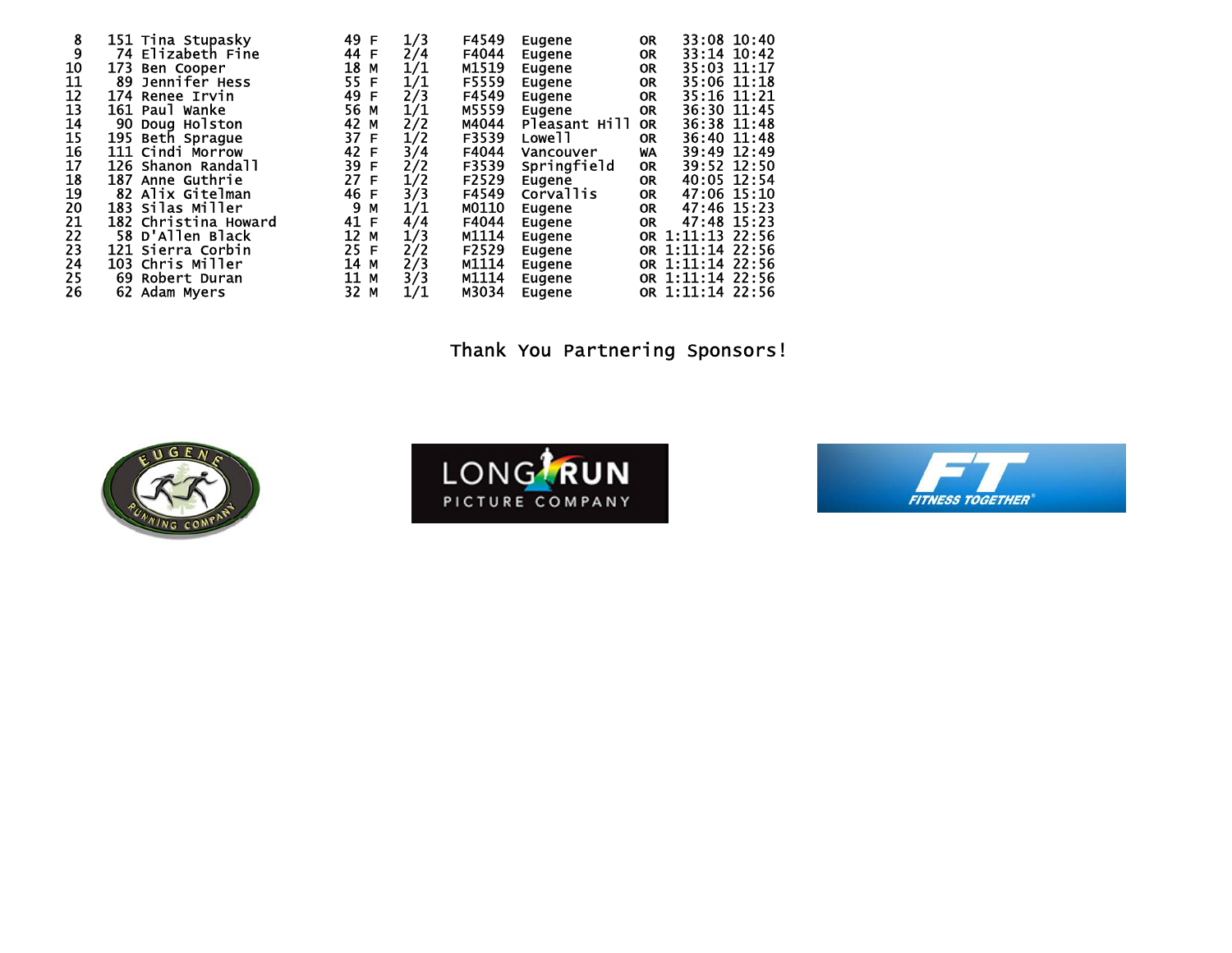| | | | | | | | | | | |
|---|---|---|---|---|---|---|---|---|---|---|
| 8 | 151 | Tina Stupasky | 49 | F | 1/3 | F4549 | Eugene | OR | 33:08 | 10:40 |
| 9 | 74 | Elizabeth Fine | 44 | F | 2/4 | F4044 | Eugene | OR | 33:14 | 10:42 |
| 10 | 173 | Ben Cooper | 18 | M | 1/1 | M1519 | Eugene | OR | 35:03 | 11:17 |
| 11 | 89 | Jennifer Hess | 55 | F | 1/1 | F5559 | Eugene | OR | 35:06 | 11:18 |
| 12 | 174 | Renee Irvin | 49 | F | 2/3 | F4549 | Eugene | OR | 35:16 | 11:21 |
| 13 | 161 | Paul Wanke | 56 | M | 1/1 | M5559 | Eugene | OR | 36:30 | 11:45 |
| 14 | 90 | Doug Holston | 42 | M | 2/2 | M4044 | Pleasant Hill | OR | 36:38 | 11:48 |
| 15 | 195 | Beth Sprague | 37 | F | 1/2 | F3539 | Lowell | OR | 36:40 | 11:48 |
| 16 | 111 | Cindi Morrow | 42 | F | 3/4 | F4044 | Vancouver | WA | 39:49 | 12:49 |
| 17 | 126 | Shanon Randall | 39 | F | 2/2 | F3539 | Springfield | OR | 39:52 | 12:50 |
| 18 | 187 | Anne Guthrie | 27 | F | 1/2 | F2529 | Eugene | OR | 40:05 | 12:54 |
| 19 | 82 | Alix Gitelman | 46 | F | 3/3 | F4549 | Corvallis | OR | 47:06 | 15:10 |
| 20 | 183 | Silas Miller | 9 | M | 1/1 | M0110 | Eugene | OR | 47:46 | 15:23 |
| 21 | 182 | Christina Howard | 41 | F | 4/4 | F4044 | Eugene | OR | 47:48 | 15:23 |
| 22 | 58 | D'Allen Black | 12 | M | 1/3 | M1114 | Eugene | OR | 1:11:13 | 22:56 |
| 23 | 121 | Sierra Corbin | 25 | F | 2/2 | F2529 | Eugene | OR | 1:11:14 | 22:56 |
| 24 | 103 | Chris Miller | 14 | M | 2/3 | M1114 | Eugene | OR | 1:11:14 | 22:56 |
| 25 | 69 | Robert Duran | 11 | M | 3/3 | M1114 | Eugene | OR | 1:11:14 | 22:56 |
| 26 | 62 | Adam Myers | 32 | M | 1/1 | M3034 | Eugene | OR | 1:11:14 | 22:56 |

Thank You Partnering Sponsors!

EUGENE RUNNING COMPANY

LONG RUN PICTURE COMPANY

FT FITNESS TOGETHER®